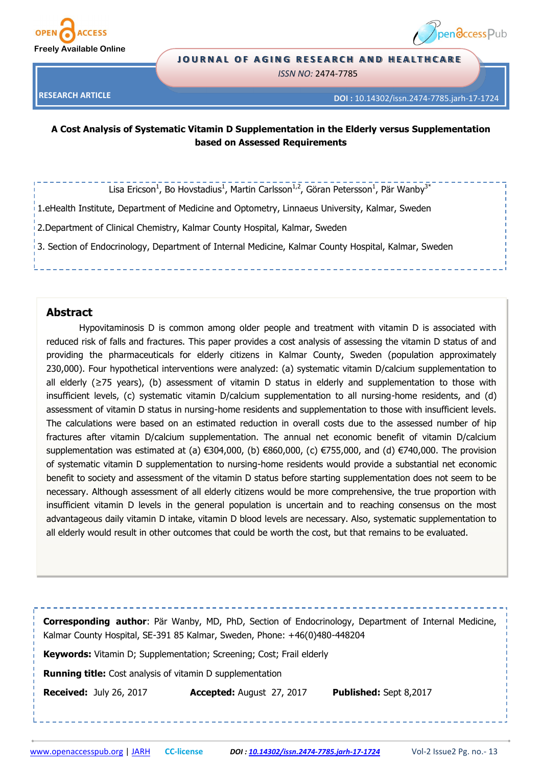JOURNAL OF AGING RESEARCH AND HEALTHCARE

ISSN NO: 2474-7785

RESEARCH ARTICLE

DOI : 10.14302/issn.2474-7785.jarh-17-1724

# A Cost Analysis of Systematic Vitamin D Supplementation in the Elderly versus Supplementation based on Assessed Requirements

Lisa Ericson[1], Bo Hovstadius[1], Martin Carlsson[1,2], Göran Petersson[1], Pär Wanby[3*]

1.eHealth Institute, Department of Medicine and Optometry, Linnaeus University, Kalmar, Sweden

2.Department of Clinical Chemistry, Kalmar County Hospital, Kalmar, Sweden

3. Section of Endocrinology, Department of Internal Medicine, Kalmar County Hospital, Kalmar, Sweden

## Abstract

Hypovitaminosis D is common among older people and treatment with vitamin D is associated with reduced risk of falls and fractures. This paper provides a cost analysis of assessing the vitamin D status of and providing the pharmaceuticals for elderly citizens in Kalmar County, Sweden (population approximately 230,000). Four hypothetical interventions were analyzed: (a) systematic vitamin D/calcium supplementation to all elderly (≥75 years), (b) assessment of vitamin D status in elderly and supplementation to those with insufficient levels, (c) systematic vitamin D/calcium supplementation to all nursing-home residents, and (d) assessment of vitamin D status in nursing-home residents and supplementation to those with insufficient levels. The calculations were based on an estimated reduction in overall costs due to the assessed number of hip fractures after vitamin D/calcium supplementation. The annual net economic benefit of vitamin D/calcium supplementation was estimated at (a) €304,000, (b) €860,000, (c) €755,000, and (d) €740,000. The provision of systematic vitamin D supplementation to nursing-home residents would provide a substantial net economic benefit to society and assessment of the vitamin D status before starting supplementation does not seem to be necessary. Although assessment of all elderly citizens would be more comprehensive, the true proportion with insufficient vitamin D levels in the general population is uncertain and to reaching consensus on the most advantageous daily vitamin D intake, vitamin D blood levels are necessary. Also, systematic supplementation to all elderly would result in other outcomes that could be worth the cost, but that remains to be evaluated.

**Corresponding author**: Pär Wanby, MD, PhD, Section of Endocrinology, Department of Internal Medicine, Kalmar County Hospital, SE-391 85 Kalmar, Sweden, Phone: +46(0)480-448204

**Keywords:** Vitamin D; Supplementation; Screening; Cost; Frail elderly

**Running title:** Cost analysis of vitamin D supplementation

**Received:** July 26, 2017 **Accepted:** August 27, 2017 **Published:** Sept 8,2017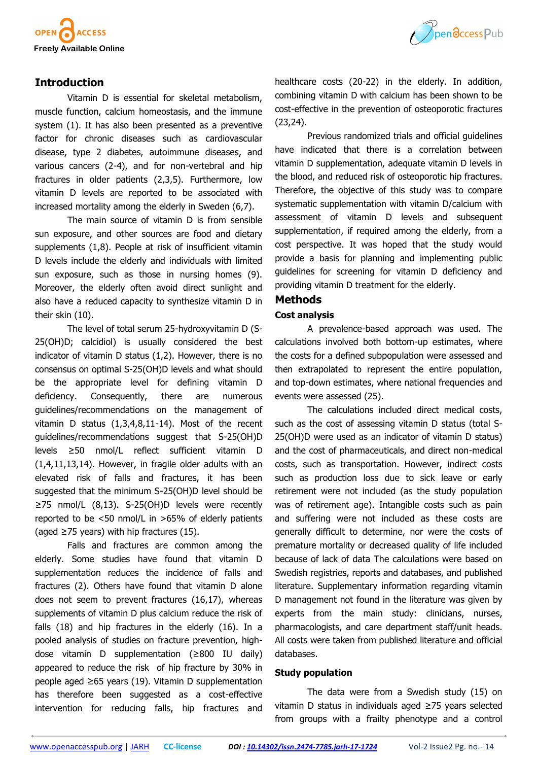## Introduction

Vitamin D is essential for skeletal metabolism, muscle function, calcium homeostasis, and the immune system (1). It has also been presented as a preventive factor for chronic diseases such as cardiovascular disease, type 2 diabetes, autoimmune diseases, and various cancers (2-4), and for non-vertebral and hip fractures in older patients (2,3,5). Furthermore, low vitamin D levels are reported to be associated with increased mortality among the elderly in Sweden (6,7).

The main source of vitamin D is from sensible sun exposure, and other sources are food and dietary supplements (1,8). People at risk of insufficient vitamin D levels include the elderly and individuals with limited sun exposure, such as those in nursing homes (9). Moreover, the elderly often avoid direct sunlight and also have a reduced capacity to synthesize vitamin D in their skin (10).

The level of total serum 25-hydroxyvitamin D (S-25(OH)D; calcidiol) is usually considered the best indicator of vitamin D status (1,2). However, there is no consensus on optimal S-25(OH)D levels and what should be the appropriate level for defining vitamin D deficiency. Consequently, there are numerous guidelines/recommendations on the management of vitamin D status (1,3,4,8,11-14). Most of the recent guidelines/recommendations suggest that S-25(OH)D levels ≥50 nmol/L reflect sufficient vitamin D (1,4,11,13,14). However, in fragile older adults with an elevated risk of falls and fractures, it has been suggested that the minimum S-25(OH)D level should be ≥75 nmol/L (8,13). S-25(OH)D levels were recently reported to be <50 nmol/L in >65% of elderly patients (aged ≥75 years) with hip fractures (15).

Falls and fractures are common among the elderly. Some studies have found that vitamin D supplementation reduces the incidence of falls and fractures (2). Others have found that vitamin D alone does not seem to prevent fractures (16,17), whereas supplements of vitamin D plus calcium reduce the risk of falls (18) and hip fractures in the elderly (16). In a pooled analysis of studies on fracture prevention, high-dose vitamin D supplementation (≥800 IU daily) appeared to reduce the risk of hip fracture by 30% in people aged ≥65 years (19). Vitamin D supplementation has therefore been suggested as a cost-effective intervention for reducing falls, hip fractures and healthcare costs (20-22) in the elderly. In addition, combining vitamin D with calcium has been shown to be cost-effective in the prevention of osteoporotic fractures (23,24).

Previous randomized trials and official guidelines have indicated that there is a correlation between vitamin D supplementation, adequate vitamin D levels in the blood, and reduced risk of osteoporotic hip fractures. Therefore, the objective of this study was to compare systematic supplementation with vitamin D/calcium with assessment of vitamin D levels and subsequent supplementation, if required among the elderly, from a cost perspective. It was hoped that the study would provide a basis for planning and implementing public guidelines for screening for vitamin D deficiency and providing vitamin D treatment for the elderly.

## Methods

### Cost analysis

A prevalence-based approach was used. The calculations involved both bottom-up estimates, where the costs for a defined subpopulation were assessed and then extrapolated to represent the entire population, and top-down estimates, where national frequencies and events were assessed (25).

The calculations included direct medical costs, such as the cost of assessing vitamin D status (total S-25(OH)D were used as an indicator of vitamin D status) and the cost of pharmaceuticals, and direct non-medical costs, such as transportation. However, indirect costs such as production loss due to sick leave or early retirement were not included (as the study population was of retirement age). Intangible costs such as pain and suffering were not included as these costs are generally difficult to determine, nor were the costs of premature mortality or decreased quality of life included because of lack of data The calculations were based on Swedish registries, reports and databases, and published literature. Supplementary information regarding vitamin D management not found in the literature was given by experts from the main study: clinicians, nurses, pharmacologists, and care department staff/unit heads. All costs were taken from published literature and official databases.

### Study population

The data were from a Swedish study (15) on vitamin D status in individuals aged ≥75 years selected from groups with a frailty phenotype and a control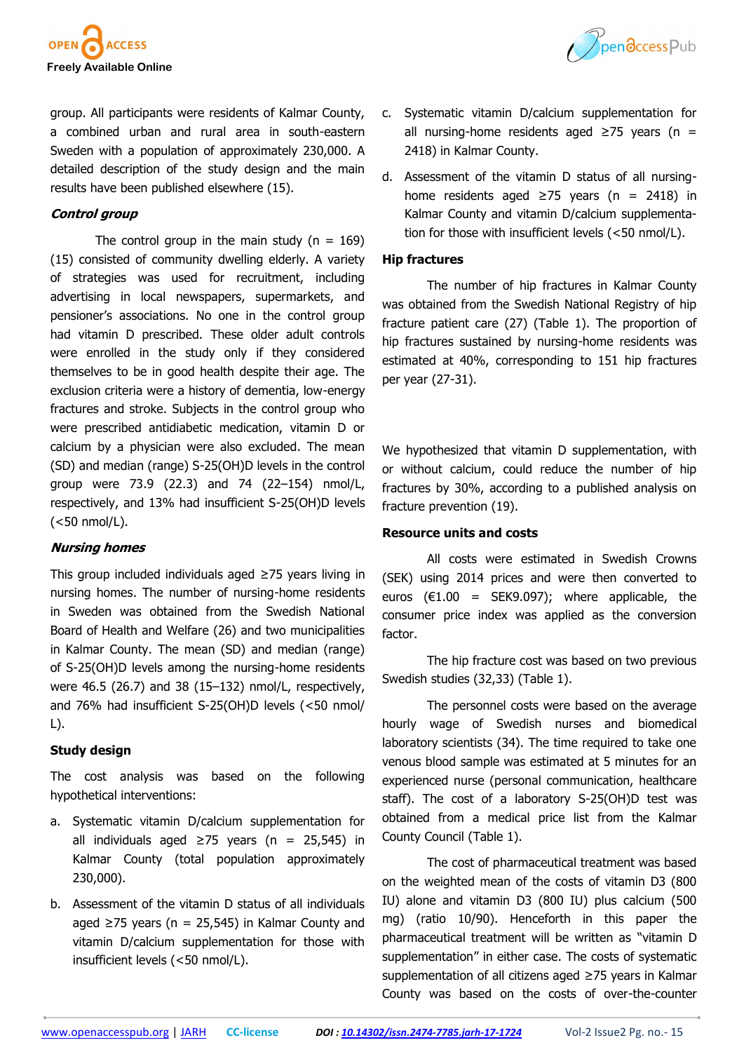group. All participants were residents of Kalmar County, a combined urban and rural area in south-eastern Sweden with a population of approximately 230,000. A detailed description of the study design and the main results have been published elsewhere (15).

### *Control group*

The control group in the main study (n = 169) (15) consisted of community dwelling elderly. A variety of strategies was used for recruitment, including advertising in local newspapers, supermarkets, and pensioner's associations. No one in the control group had vitamin D prescribed. These older adult controls were enrolled in the study only if they considered themselves to be in good health despite their age. The exclusion criteria were a history of dementia, low-energy fractures and stroke. Subjects in the control group who were prescribed antidiabetic medication, vitamin D or calcium by a physician were also excluded. The mean (SD) and median (range) S-25(OH)D levels in the control group were 73.9 (22.3) and 74 (22–154) nmol/L, respectively, and 13% had insufficient S-25(OH)D levels (<50 nmol/L).

### *Nursing homes*

This group included individuals aged ≥75 years living in nursing homes. The number of nursing-home residents in Sweden was obtained from the Swedish National Board of Health and Welfare (26) and two municipalities in Kalmar County. The mean (SD) and median (range) of S-25(OH)D levels among the nursing-home residents were 46.5 (26.7) and 38 (15–132) nmol/L, respectively, and 76% had insufficient S-25(OH)D levels (<50 nmol/L).

### Study design

The cost analysis was based on the following hypothetical interventions:

a. Systematic vitamin D/calcium supplementation for all individuals aged ≥75 years (n = 25,545) in Kalmar County (total population approximately 230,000).

b. Assessment of the vitamin D status of all individuals aged ≥75 years (n = 25,545) in Kalmar County and vitamin D/calcium supplementation for those with insufficient levels (<50 nmol/L).

c. Systematic vitamin D/calcium supplementation for all nursing-home residents aged ≥75 years (n = 2418) in Kalmar County.

d. Assessment of the vitamin D status of all nursing-home residents aged ≥75 years (n = 2418) in Kalmar County and vitamin D/calcium supplementation for those with insufficient levels (<50 nmol/L).

### Hip fractures

The number of hip fractures in Kalmar County was obtained from the Swedish National Registry of hip fracture patient care (27) (Table 1). The proportion of hip fractures sustained by nursing-home residents was estimated at 40%, corresponding to 151 hip fractures per year (27-31).

We hypothesized that vitamin D supplementation, with or without calcium, could reduce the number of hip fractures by 30%, according to a published analysis on fracture prevention (19).

### Resource units and costs

All costs were estimated in Swedish Crowns (SEK) using 2014 prices and were then converted to euros (€1.00 = SEK9.097); where applicable, the consumer price index was applied as the conversion factor.

The hip fracture cost was based on two previous Swedish studies (32,33) (Table 1).

The personnel costs were based on the average hourly wage of Swedish nurses and biomedical laboratory scientists (34). The time required to take one venous blood sample was estimated at 5 minutes for an experienced nurse (personal communication, healthcare staff). The cost of a laboratory S-25(OH)D test was obtained from a medical price list from the Kalmar County Council (Table 1).

The cost of pharmaceutical treatment was based on the weighted mean of the costs of vitamin D3 (800 IU) alone and vitamin D3 (800 IU) plus calcium (500 mg) (ratio 10/90). Henceforth in this paper the pharmaceutical treatment will be written as "vitamin D supplementation" in either case. The costs of systematic supplementation of all citizens aged ≥75 years in Kalmar County was based on the costs of over-the-counter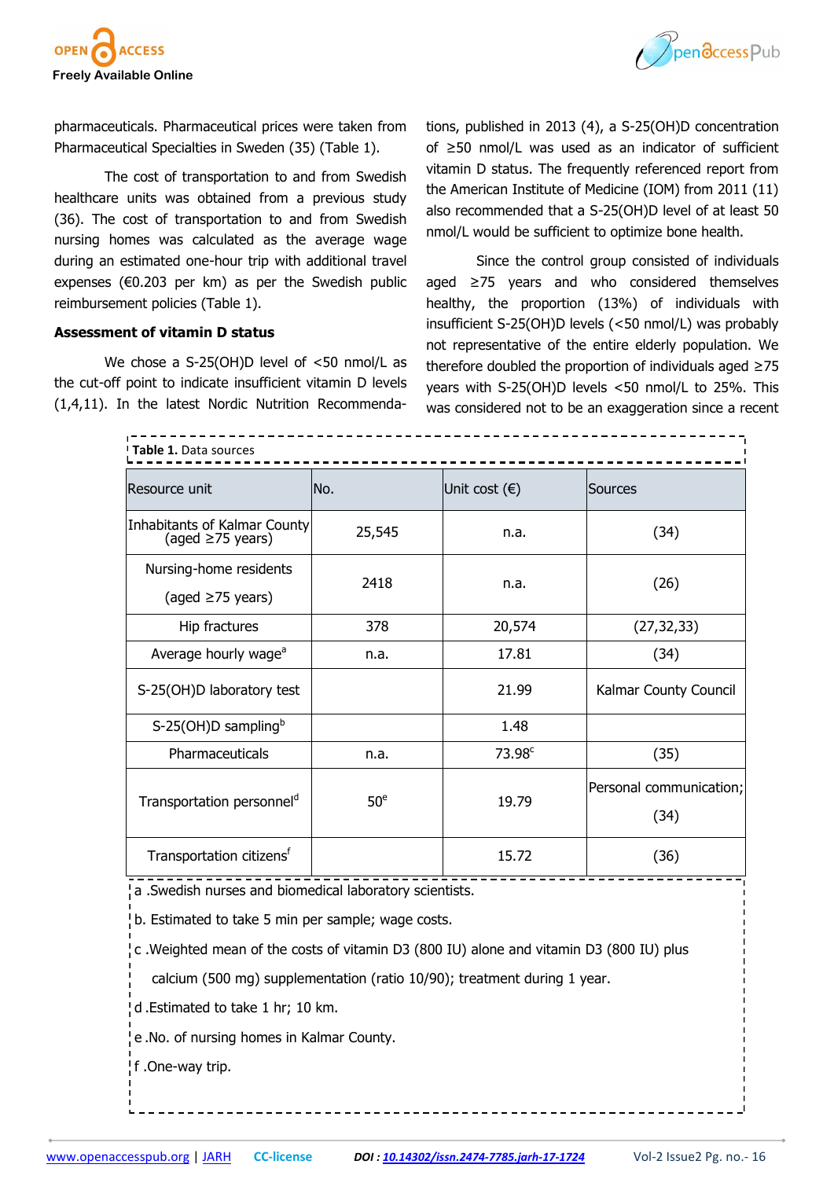pharmaceuticals. Pharmaceutical prices were taken from Pharmaceutical Specialties in Sweden (35) (Table 1).

The cost of transportation to and from Swedish healthcare units was obtained from a previous study (36). The cost of transportation to and from Swedish nursing homes was calculated as the average wage during an estimated one-hour trip with additional travel expenses (€0.203 per km) as per the Swedish public reimbursement policies (Table 1).

**Assessment of vitamin D status**

We chose a S-25(OH)D level of <50 nmol/L as the cut-off point to indicate insufficient vitamin D levels (1,4,11). In the latest Nordic Nutrition Recommendations, published in 2013 (4), a S-25(OH)D concentration of ≥50 nmol/L was used as an indicator of sufficient vitamin D status. The frequently referenced report from the American Institute of Medicine (IOM) from 2011 (11) also recommended that a S-25(OH)D level of at least 50 nmol/L would be sufficient to optimize bone health.

Since the control group consisted of individuals aged ≥75 years and who considered themselves healthy, the proportion (13%) of individuals with insufficient S-25(OH)D levels (<50 nmol/L) was probably not representative of the entire elderly population. We therefore doubled the proportion of individuals aged ≥75 years with S-25(OH)D levels <50 nmol/L to 25%. This was considered not to be an exaggeration since a recent

**Table 1.** Data sources

| Resource unit | No. | Unit cost (€) | Sources |
|---|---|---|---|
| Inhabitants of Kalmar County (aged ≥75 years) | 25,545 | n.a. | (34) |
| Nursing-home residents (aged ≥75 years) | 2418 | n.a. | (26) |
| Hip fractures | 378 | 20,574 | (27,32,33) |
| Average hourly wage[a] | n.a. | 17.81 | (34) |
| S-25(OH)D laboratory test | | 21.99 | Kalmar County Council |
| S-25(OH)D sampling[b] | | 1.48 | |
| Pharmaceuticals | n.a. | 73.98[c] | (35) |
| Transportation personnel[d] | 50[e] | 19.79 | Personal communication; (34) |
| Transportation citizens[f] | | 15.72 | (36) |

a .Swedish nurses and biomedical laboratory scientists.

b. Estimated to take 5 min per sample; wage costs.

c .Weighted mean of the costs of vitamin D3 (800 IU) alone and vitamin D3 (800 IU) plus calcium (500 mg) supplementation (ratio 10/90); treatment during 1 year.

d .Estimated to take 1 hr; 10 km.

e .No. of nursing homes in Kalmar County.

f .One-way trip.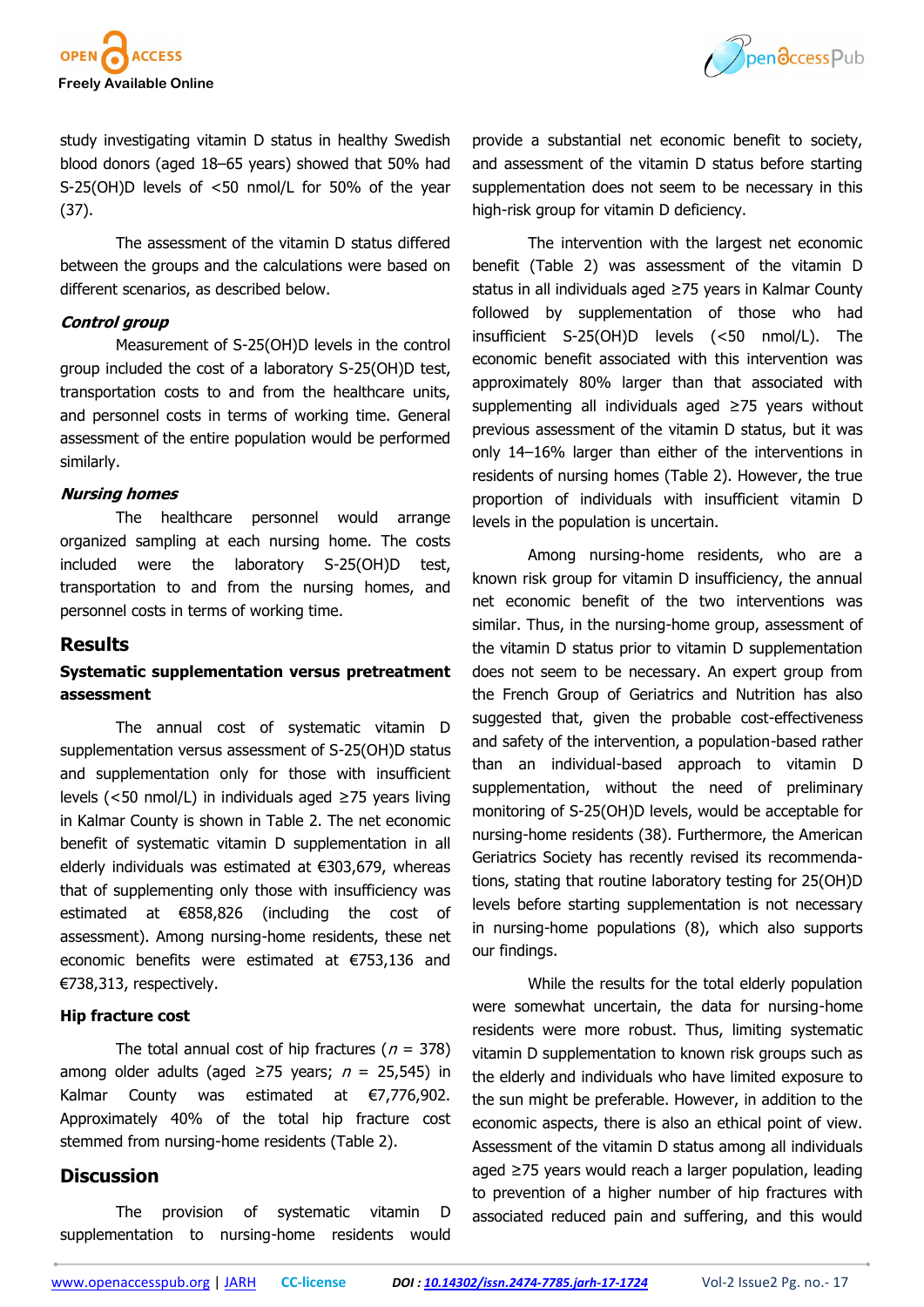study investigating vitamin D status in healthy Swedish blood donors (aged 18–65 years) showed that 50% had S-25(OH)D levels of <50 nmol/L for 50% of the year (37).

The assessment of the vitamin D status differed between the groups and the calculations were based on different scenarios, as described below.

***Control group***

Measurement of S-25(OH)D levels in the control group included the cost of a laboratory S-25(OH)D test, transportation costs to and from the healthcare units, and personnel costs in terms of working time. General assessment of the entire population would be performed similarly.

***Nursing homes***

The healthcare personnel would arrange organized sampling at each nursing home. The costs included were the laboratory S-25(OH)D test, transportation to and from the nursing homes, and personnel costs in terms of working time.

## Results

### Systematic supplementation versus pretreatment assessment

The annual cost of systematic vitamin D supplementation versus assessment of S-25(OH)D status and supplementation only for those with insufficient levels (<50 nmol/L) in individuals aged ≥75 years living in Kalmar County is shown in Table 2. The net economic benefit of systematic vitamin D supplementation in all elderly individuals was estimated at €303,679, whereas that of supplementing only those with insufficiency was estimated at €858,826 (including the cost of assessment). Among nursing-home residents, these net economic benefits were estimated at €753,136 and €738,313, respectively.

### Hip fracture cost

The total annual cost of hip fractures ($n$ = 378) among older adults (aged ≥75 years; $n$ = 25,545) in Kalmar County was estimated at €7,776,902. Approximately 40% of the total hip fracture cost stemmed from nursing-home residents (Table 2).

## Discussion

The provision of systematic vitamin D supplementation to nursing-home residents would provide a substantial net economic benefit to society, and assessment of the vitamin D status before starting supplementation does not seem to be necessary in this high-risk group for vitamin D deficiency.

The intervention with the largest net economic benefit (Table 2) was assessment of the vitamin D status in all individuals aged ≥75 years in Kalmar County followed by supplementation of those who had insufficient S-25(OH)D levels (<50 nmol/L). The economic benefit associated with this intervention was approximately 80% larger than that associated with supplementing all individuals aged ≥75 years without previous assessment of the vitamin D status, but it was only 14–16% larger than either of the interventions in residents of nursing homes (Table 2). However, the true proportion of individuals with insufficient vitamin D levels in the population is uncertain.

Among nursing-home residents, who are a known risk group for vitamin D insufficiency, the annual net economic benefit of the two interventions was similar. Thus, in the nursing-home group, assessment of the vitamin D status prior to vitamin D supplementation does not seem to be necessary. An expert group from the French Group of Geriatrics and Nutrition has also suggested that, given the probable cost-effectiveness and safety of the intervention, a population-based rather than an individual-based approach to vitamin D supplementation, without the need of preliminary monitoring of S-25(OH)D levels, would be acceptable for nursing-home residents (38). Furthermore, the American Geriatrics Society has recently revised its recommendations, stating that routine laboratory testing for 25(OH)D levels before starting supplementation is not necessary in nursing-home populations (8), which also supports our findings.

While the results for the total elderly population were somewhat uncertain, the data for nursing-home residents were more robust. Thus, limiting systematic vitamin D supplementation to known risk groups such as the elderly and individuals who have limited exposure to the sun might be preferable. However, in addition to the economic aspects, there is also an ethical point of view. Assessment of the vitamin D status among all individuals aged ≥75 years would reach a larger population, leading to prevention of a higher number of hip fractures with associated reduced pain and suffering, and this would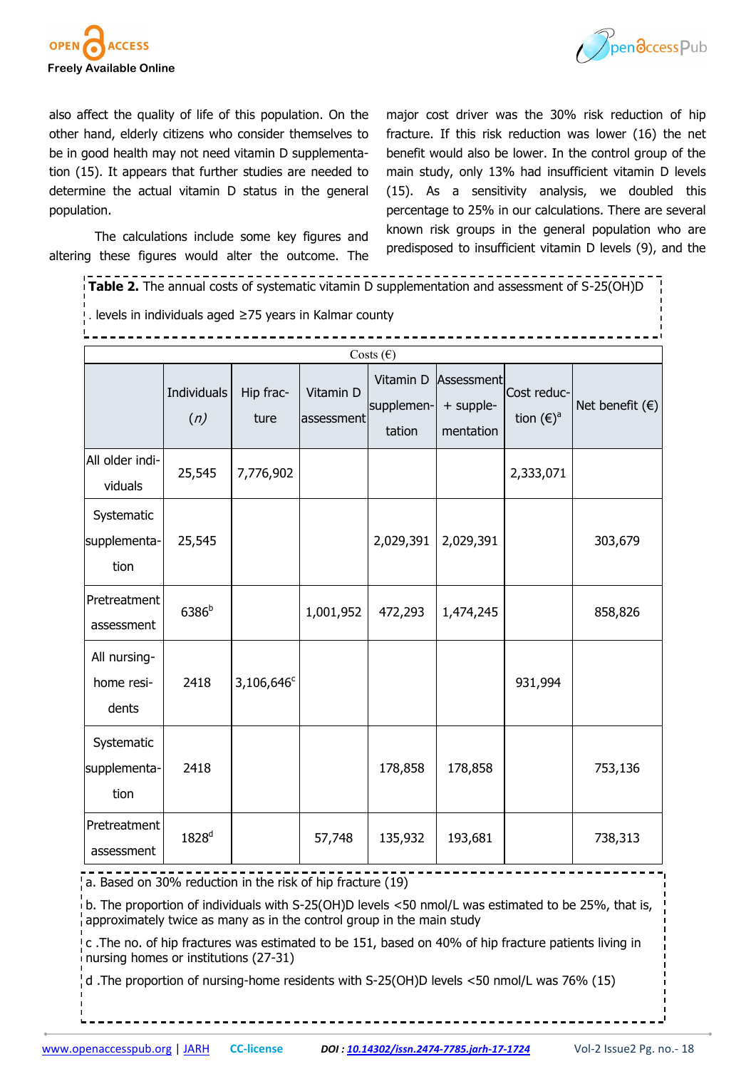also affect the quality of life of this population. On the other hand, elderly citizens who consider themselves to be in good health may not need vitamin D supplementation (15). It appears that further studies are needed to determine the actual vitamin D status in the general population.

The calculations include some key figures and altering these figures would alter the outcome. The major cost driver was the 30% risk reduction of hip fracture. If this risk reduction was lower (16) the net benefit would also be lower. In the control group of the main study, only 13% had insufficient vitamin D levels (15). As a sensitivity analysis, we doubled this percentage to 25% in our calculations. There are several known risk groups in the general population who are predisposed to insufficient vitamin D levels (9), and the

**Table 2.** The annual costs of systematic vitamin D supplementation and assessment of S-25(OH)D levels in individuals aged ≥75 years in Kalmar county

| | Costs (€) | | | | | | |
|---|---|---|---|---|---|---|---|
| | Individuals (*n*) | Hip fracture | Vitamin D assessment | Vitamin D supplementation | Assessment + supplementation | Cost reduction (€)[a] | Net benefit (€) |
| All older individuals | 25,545 | 7,776,902 | | | | 2,333,071 | |
| Systematic supplementation | 25,545 | | | 2,029,391 | 2,029,391 | | 303,679 |
| Pretreatment assessment | 6386[b] | | 1,001,952 | 472,293 | 1,474,245 | | 858,826 |
| All nursing-home residents | 2418 | 3,106,646[c] | | | | 931,994 | |
| Systematic supplementation | 2418 | | | 178,858 | 178,858 | | 753,136 |
| Pretreatment assessment | 1828[d] | | 57,748 | 135,932 | 193,681 | | 738,313 |

a. Based on 30% reduction in the risk of hip fracture (19)

b. The proportion of individuals with S-25(OH)D levels <50 nmol/L was estimated to be 25%, that is, approximately twice as many as in the control group in the main study

c .The no. of hip fractures was estimated to be 151, based on 40% of hip fracture patients living in nursing homes or institutions (27-31)

d .The proportion of nursing-home residents with S-25(OH)D levels <50 nmol/L was 76% (15)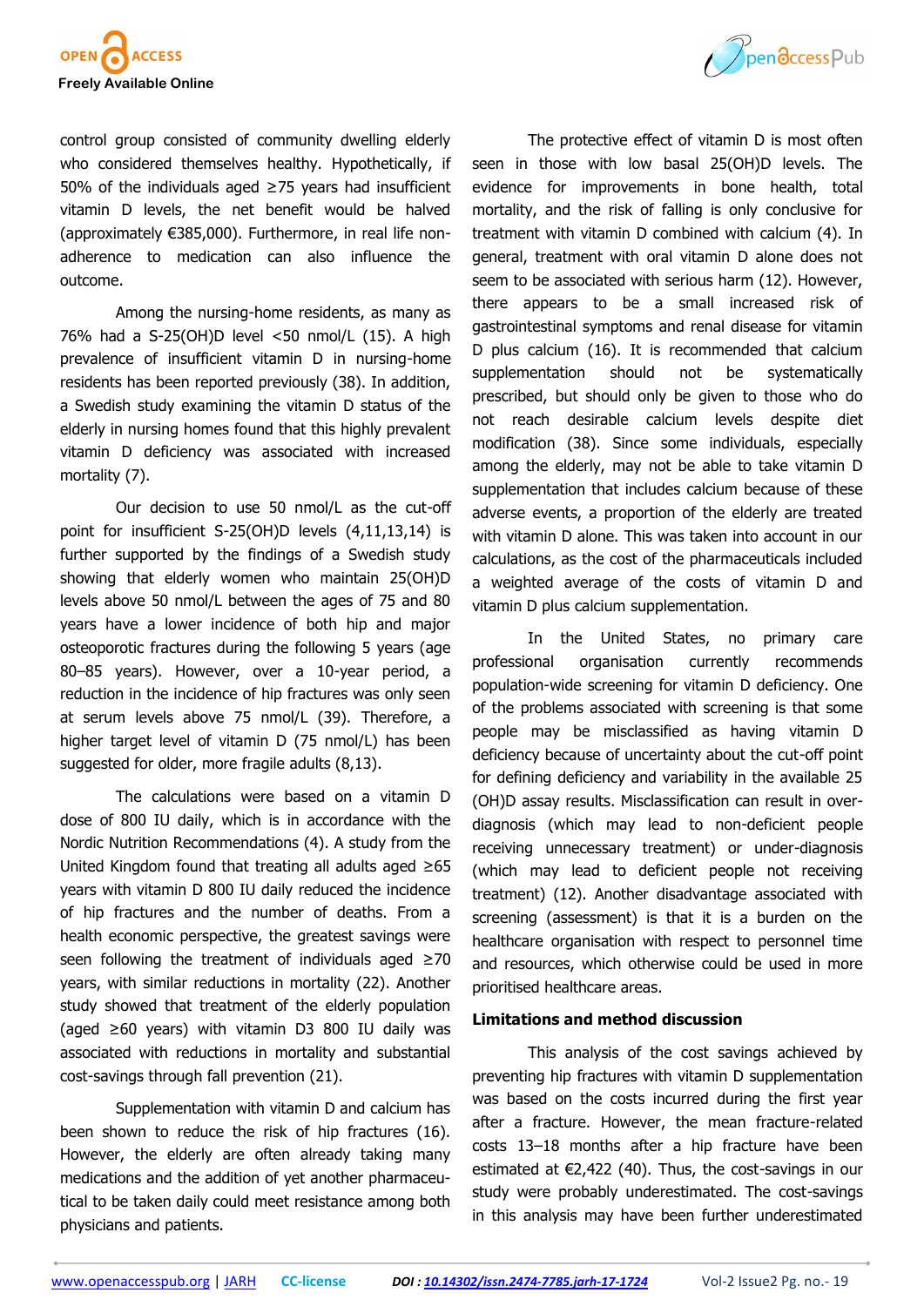control group consisted of community dwelling elderly who considered themselves healthy. Hypothetically, if 50% of the individuals aged ≥75 years had insufficient vitamin D levels, the net benefit would be halved (approximately €385,000). Furthermore, in real life non-adherence to medication can also influence the outcome.

Among the nursing-home residents, as many as 76% had a S-25(OH)D level <50 nmol/L (15). A high prevalence of insufficient vitamin D in nursing-home residents has been reported previously (38). In addition, a Swedish study examining the vitamin D status of the elderly in nursing homes found that this highly prevalent vitamin D deficiency was associated with increased mortality (7).

Our decision to use 50 nmol/L as the cut-off point for insufficient S-25(OH)D levels (4,11,13,14) is further supported by the findings of a Swedish study showing that elderly women who maintain 25(OH)D levels above 50 nmol/L between the ages of 75 and 80 years have a lower incidence of both hip and major osteoporotic fractures during the following 5 years (age 80–85 years). However, over a 10-year period, a reduction in the incidence of hip fractures was only seen at serum levels above 75 nmol/L (39). Therefore, a higher target level of vitamin D (75 nmol/L) has been suggested for older, more fragile adults (8,13).

The calculations were based on a vitamin D dose of 800 IU daily, which is in accordance with the Nordic Nutrition Recommendations (4). A study from the United Kingdom found that treating all adults aged ≥65 years with vitamin D 800 IU daily reduced the incidence of hip fractures and the number of deaths. From a health economic perspective, the greatest savings were seen following the treatment of individuals aged ≥70 years, with similar reductions in mortality (22). Another study showed that treatment of the elderly population (aged ≥60 years) with vitamin D3 800 IU daily was associated with reductions in mortality and substantial cost-savings through fall prevention (21).

Supplementation with vitamin D and calcium has been shown to reduce the risk of hip fractures (16). However, the elderly are often already taking many medications and the addition of yet another pharmaceutical to be taken daily could meet resistance among both physicians and patients.

The protective effect of vitamin D is most often seen in those with low basal 25(OH)D levels. The evidence for improvements in bone health, total mortality, and the risk of falling is only conclusive for treatment with vitamin D combined with calcium (4). In general, treatment with oral vitamin D alone does not seem to be associated with serious harm (12). However, there appears to be a small increased risk of gastrointestinal symptoms and renal disease for vitamin D plus calcium (16). It is recommended that calcium supplementation should not be systematically prescribed, but should only be given to those who do not reach desirable calcium levels despite diet modification (38). Since some individuals, especially among the elderly, may not be able to take vitamin D supplementation that includes calcium because of these adverse events, a proportion of the elderly are treated with vitamin D alone. This was taken into account in our calculations, as the cost of the pharmaceuticals included a weighted average of the costs of vitamin D and vitamin D plus calcium supplementation.

In the United States, no primary care professional organisation currently recommends population-wide screening for vitamin D deficiency. One of the problems associated with screening is that some people may be misclassified as having vitamin D deficiency because of uncertainty about the cut-off point for defining deficiency and variability in the available 25 (OH)D assay results. Misclassification can result in over-diagnosis (which may lead to non-deficient people receiving unnecessary treatment) or under-diagnosis (which may lead to deficient people not receiving treatment) (12). Another disadvantage associated with screening (assessment) is that it is a burden on the healthcare organisation with respect to personnel time and resources, which otherwise could be used in more prioritised healthcare areas.

**Limitations and method discussion**

This analysis of the cost savings achieved by preventing hip fractures with vitamin D supplementation was based on the costs incurred during the first year after a fracture. However, the mean fracture-related costs 13–18 months after a hip fracture have been estimated at €2,422 (40). Thus, the cost-savings in our study were probably underestimated. The cost-savings in this analysis may have been further underestimated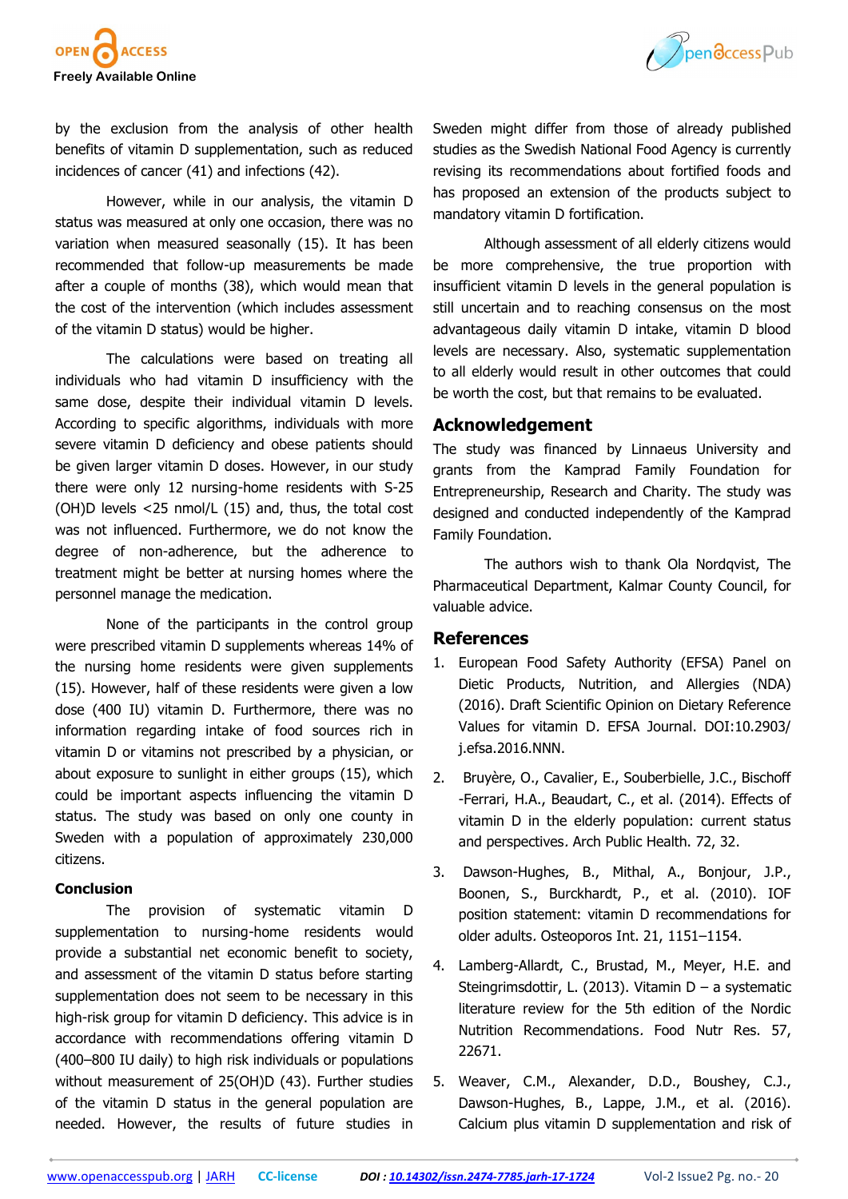by the exclusion from the analysis of other health benefits of vitamin D supplementation, such as reduced incidences of cancer (41) and infections (42).

However, while in our analysis, the vitamin D status was measured at only one occasion, there was no variation when measured seasonally (15). It has been recommended that follow-up measurements be made after a couple of months (38), which would mean that the cost of the intervention (which includes assessment of the vitamin D status) would be higher.

The calculations were based on treating all individuals who had vitamin D insufficiency with the same dose, despite their individual vitamin D levels. According to specific algorithms, individuals with more severe vitamin D deficiency and obese patients should be given larger vitamin D doses. However, in our study there were only 12 nursing-home residents with S-25 (OH)D levels <25 nmol/L (15) and, thus, the total cost was not influenced. Furthermore, we do not know the degree of non-adherence, but the adherence to treatment might be better at nursing homes where the personnel manage the medication.

None of the participants in the control group were prescribed vitamin D supplements whereas 14% of the nursing home residents were given supplements (15). However, half of these residents were given a low dose (400 IU) vitamin D. Furthermore, there was no information regarding intake of food sources rich in vitamin D or vitamins not prescribed by a physician, or about exposure to sunlight in either groups (15), which could be important aspects influencing the vitamin D status. The study was based on only one county in Sweden with a population of approximately 230,000 citizens.

### Conclusion

The provision of systematic vitamin D supplementation to nursing-home residents would provide a substantial net economic benefit to society, and assessment of the vitamin D status before starting supplementation does not seem to be necessary in this high-risk group for vitamin D deficiency. This advice is in accordance with recommendations offering vitamin D (400–800 IU daily) to high risk individuals or populations without measurement of 25(OH)D (43). Further studies of the vitamin D status in the general population are needed. However, the results of future studies in Sweden might differ from those of already published studies as the Swedish National Food Agency is currently revising its recommendations about fortified foods and has proposed an extension of the products subject to mandatory vitamin D fortification.

Although assessment of all elderly citizens would be more comprehensive, the true proportion with insufficient vitamin D levels in the general population is still uncertain and to reaching consensus on the most advantageous daily vitamin D intake, vitamin D blood levels are necessary. Also, systematic supplementation to all elderly would result in other outcomes that could be worth the cost, but that remains to be evaluated.

## Acknowledgement

The study was financed by Linnaeus University and grants from the Kamprad Family Foundation for Entrepreneurship, Research and Charity. The study was designed and conducted independently of the Kamprad Family Foundation.

The authors wish to thank Ola Nordqvist, The Pharmaceutical Department, Kalmar County Council, for valuable advice.

## References

1. European Food Safety Authority (EFSA) Panel on Dietic Products, Nutrition, and Allergies (NDA) (2016). Draft Scientific Opinion on Dietary Reference Values for vitamin D. EFSA Journal. DOI:10.2903/j.efsa.2016.NNN.
2. Bruyère, O., Cavalier, E., Souberbielle, J.C., Bischoff-Ferrari, H.A., Beaudart, C., et al. (2014). Effects of vitamin D in the elderly population: current status and perspectives. Arch Public Health. 72, 32.
3. Dawson-Hughes, B., Mithal, A., Bonjour, J.P., Boonen, S., Burckhardt, P., et al. (2010). IOF position statement: vitamin D recommendations for older adults. Osteoporos Int. 21, 1151–1154.
4. Lamberg-Allardt, C., Brustad, M., Meyer, H.E. and Steingrimsdottir, L. (2013). Vitamin D – a systematic literature review for the 5th edition of the Nordic Nutrition Recommendations. Food Nutr Res. 57, 22671.
5. Weaver, C.M., Alexander, D.D., Boushey, C.J., Dawson-Hughes, B., Lappe, J.M., et al. (2016). Calcium plus vitamin D supplementation and risk of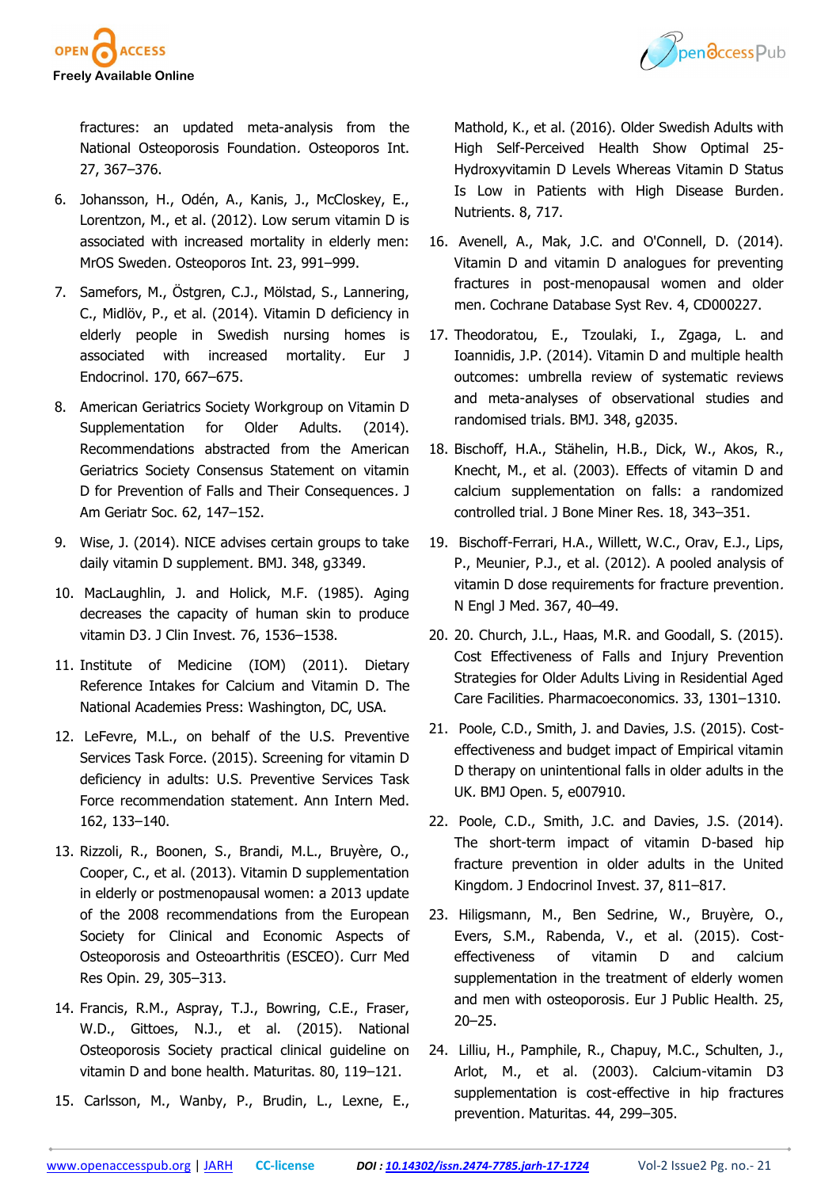fractures: an updated meta-analysis from the National Osteoporosis Foundation. Osteoporos Int. 27, 367–376.

6. Johansson, H., Odén, A., Kanis, J., McCloskey, E., Lorentzon, M., et al. (2012). Low serum vitamin D is associated with increased mortality in elderly men: MrOS Sweden. Osteoporos Int. 23, 991–999.

7. Samefors, M., Östgren, C.J., Mölstad, S., Lannering, C., Midlöv, P., et al. (2014). Vitamin D deficiency in elderly people in Swedish nursing homes is associated with increased mortality. Eur J Endocrinol. 170, 667–675.

8. American Geriatrics Society Workgroup on Vitamin D Supplementation for Older Adults. (2014). Recommendations abstracted from the American Geriatrics Society Consensus Statement on vitamin D for Prevention of Falls and Their Consequences. J Am Geriatr Soc. 62, 147–152.

9. Wise, J. (2014). NICE advises certain groups to take daily vitamin D supplement. BMJ. 348, g3349.

10. MacLaughlin, J. and Holick, M.F. (1985). Aging decreases the capacity of human skin to produce vitamin D3. J Clin Invest. 76, 1536–1538.

11. Institute of Medicine (IOM) (2011). Dietary Reference Intakes for Calcium and Vitamin D. The National Academies Press: Washington, DC, USA.

12. LeFevre, M.L., on behalf of the U.S. Preventive Services Task Force. (2015). Screening for vitamin D deficiency in adults: U.S. Preventive Services Task Force recommendation statement. Ann Intern Med. 162, 133–140.

13. Rizzoli, R., Boonen, S., Brandi, M.L., Bruyère, O., Cooper, C., et al. (2013). Vitamin D supplementation in elderly or postmenopausal women: a 2013 update of the 2008 recommendations from the European Society for Clinical and Economic Aspects of Osteoporosis and Osteoarthritis (ESCEO). Curr Med Res Opin. 29, 305–313.

14. Francis, R.M., Aspray, T.J., Bowring, C.E., Fraser, W.D., Gittoes, N.J., et al. (2015). National Osteoporosis Society practical clinical guideline on vitamin D and bone health. Maturitas. 80, 119–121.

15. Carlsson, M., Wanby, P., Brudin, L., Lexne, E., Mathold, K., et al. (2016). Older Swedish Adults with High Self-Perceived Health Show Optimal 25-Hydroxyvitamin D Levels Whereas Vitamin D Status Is Low in Patients with High Disease Burden. Nutrients. 8, 717.

16. Avenell, A., Mak, J.C. and O'Connell, D. (2014). Vitamin D and vitamin D analogues for preventing fractures in post-menopausal women and older men. Cochrane Database Syst Rev. 4, CD000227.

17. Theodoratou, E., Tzoulaki, I., Zgaga, L. and Ioannidis, J.P. (2014). Vitamin D and multiple health outcomes: umbrella review of systematic reviews and meta-analyses of observational studies and randomised trials. BMJ. 348, g2035.

18. Bischoff, H.A., Stähelin, H.B., Dick, W., Akos, R., Knecht, M., et al. (2003). Effects of vitamin D and calcium supplementation on falls: a randomized controlled trial. J Bone Miner Res. 18, 343–351.

19. Bischoff-Ferrari, H.A., Willett, W.C., Orav, E.J., Lips, P., Meunier, P.J., et al. (2012). A pooled analysis of vitamin D dose requirements for fracture prevention. N Engl J Med. 367, 40–49.

20. 20. Church, J.L., Haas, M.R. and Goodall, S. (2015). Cost Effectiveness of Falls and Injury Prevention Strategies for Older Adults Living in Residential Aged Care Facilities. Pharmacoeconomics. 33, 1301–1310.

21. Poole, C.D., Smith, J. and Davies, J.S. (2015). Cost-effectiveness and budget impact of Empirical vitamin D therapy on unintentional falls in older adults in the UK. BMJ Open. 5, e007910.

22. Poole, C.D., Smith, J.C. and Davies, J.S. (2014). The short-term impact of vitamin D-based hip fracture prevention in older adults in the United Kingdom. J Endocrinol Invest. 37, 811–817.

23. Hiligsmann, M., Ben Sedrine, W., Bruyère, O., Evers, S.M., Rabenda, V., et al. (2015). Cost-effectiveness of vitamin D and calcium supplementation in the treatment of elderly women and men with osteoporosis. Eur J Public Health. 25, 20–25.

24. Lilliu, H., Pamphile, R., Chapuy, M.C., Schulten, J., Arlot, M., et al. (2003). Calcium-vitamin D3 supplementation is cost-effective in hip fractures prevention. Maturitas. 44, 299–305.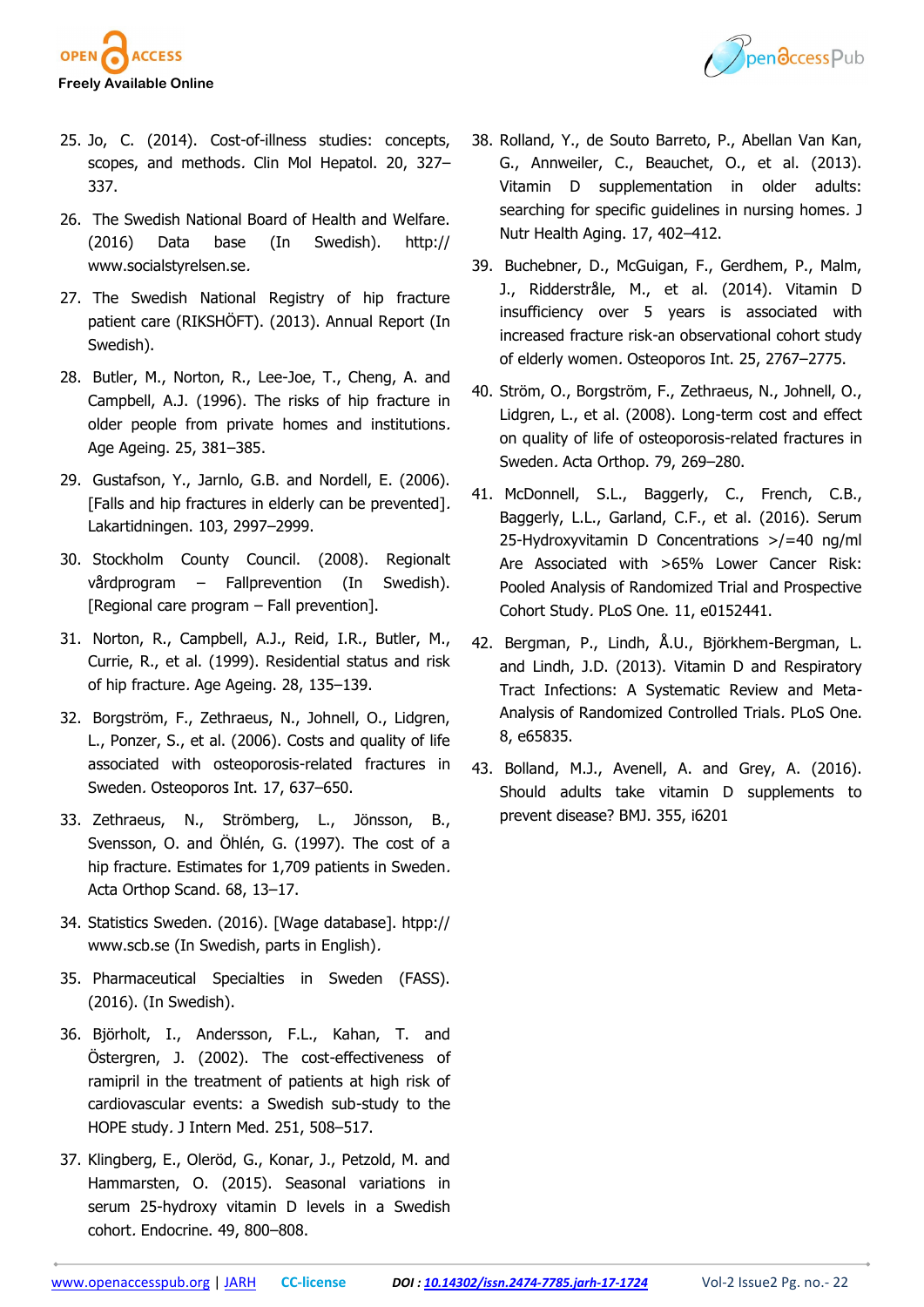25. Jo, C. (2014). Cost-of-illness studies: concepts, scopes, and methods. Clin Mol Hepatol. 20, 327–337.

26. The Swedish National Board of Health and Welfare. (2016) Data base (In Swedish). http://www.socialstyrelsen.se.

27. The Swedish National Registry of hip fracture patient care (RIKSHÖFT). (2013). Annual Report (In Swedish).

28. Butler, M., Norton, R., Lee-Joe, T., Cheng, A. and Campbell, A.J. (1996). The risks of hip fracture in older people from private homes and institutions. Age Ageing. 25, 381–385.

29. Gustafson, Y., Jarnlo, G.B. and Nordell, E. (2006). [Falls and hip fractures in elderly can be prevented]. Lakartidningen. 103, 2997–2999.

30. Stockholm County Council. (2008). Regionalt vårdprogram – Fallprevention (In Swedish). [Regional care program – Fall prevention].

31. Norton, R., Campbell, A.J., Reid, I.R., Butler, M., Currie, R., et al. (1999). Residential status and risk of hip fracture. Age Ageing. 28, 135–139.

32. Borgström, F., Zethraeus, N., Johnell, O., Lidgren, L., Ponzer, S., et al. (2006). Costs and quality of life associated with osteoporosis-related fractures in Sweden. Osteoporos Int. 17, 637–650.

33. Zethraeus, N., Strömberg, L., Jönsson, B., Svensson, O. and Öhlén, G. (1997). The cost of a hip fracture. Estimates for 1,709 patients in Sweden. Acta Orthop Scand. 68, 13–17.

34. Statistics Sweden. (2016). [Wage database]. htpp://www.scb.se (In Swedish, parts in English).

35. Pharmaceutical Specialties in Sweden (FASS). (2016). (In Swedish).

36. Björholt, I., Andersson, F.L., Kahan, T. and Östergren, J. (2002). The cost-effectiveness of ramipril in the treatment of patients at high risk of cardiovascular events: a Swedish sub-study to the HOPE study. J Intern Med. 251, 508–517.

37. Klingberg, E., Oleröd, G., Konar, J., Petzold, M. and Hammarsten, O. (2015). Seasonal variations in serum 25-hydroxy vitamin D levels in a Swedish cohort. Endocrine. 49, 800–808.

38. Rolland, Y., de Souto Barreto, P., Abellan Van Kan, G., Annweiler, C., Beauchet, O., et al. (2013). Vitamin D supplementation in older adults: searching for specific guidelines in nursing homes. J Nutr Health Aging. 17, 402–412.

39. Buchebner, D., McGuigan, F., Gerdhem, P., Malm, J., Ridderstråle, M., et al. (2014). Vitamin D insufficiency over 5 years is associated with increased fracture risk-an observational cohort study of elderly women. Osteoporos Int. 25, 2767–2775.

40. Ström, O., Borgström, F., Zethraeus, N., Johnell, O., Lidgren, L., et al. (2008). Long-term cost and effect on quality of life of osteoporosis-related fractures in Sweden. Acta Orthop. 79, 269–280.

41. McDonnell, S.L., Baggerly, C., French, C.B., Baggerly, L.L., Garland, C.F., et al. (2016). Serum 25-Hydroxyvitamin D Concentrations >/=40 ng/ml Are Associated with >65% Lower Cancer Risk: Pooled Analysis of Randomized Trial and Prospective Cohort Study. PLoS One. 11, e0152441.

42. Bergman, P., Lindh, Å.U., Björkhem-Bergman, L. and Lindh, J.D. (2013). Vitamin D and Respiratory Tract Infections: A Systematic Review and Meta-Analysis of Randomized Controlled Trials. PLoS One. 8, e65835.

43. Bolland, M.J., Avenell, A. and Grey, A. (2016). Should adults take vitamin D supplements to prevent disease? BMJ. 355, i6201